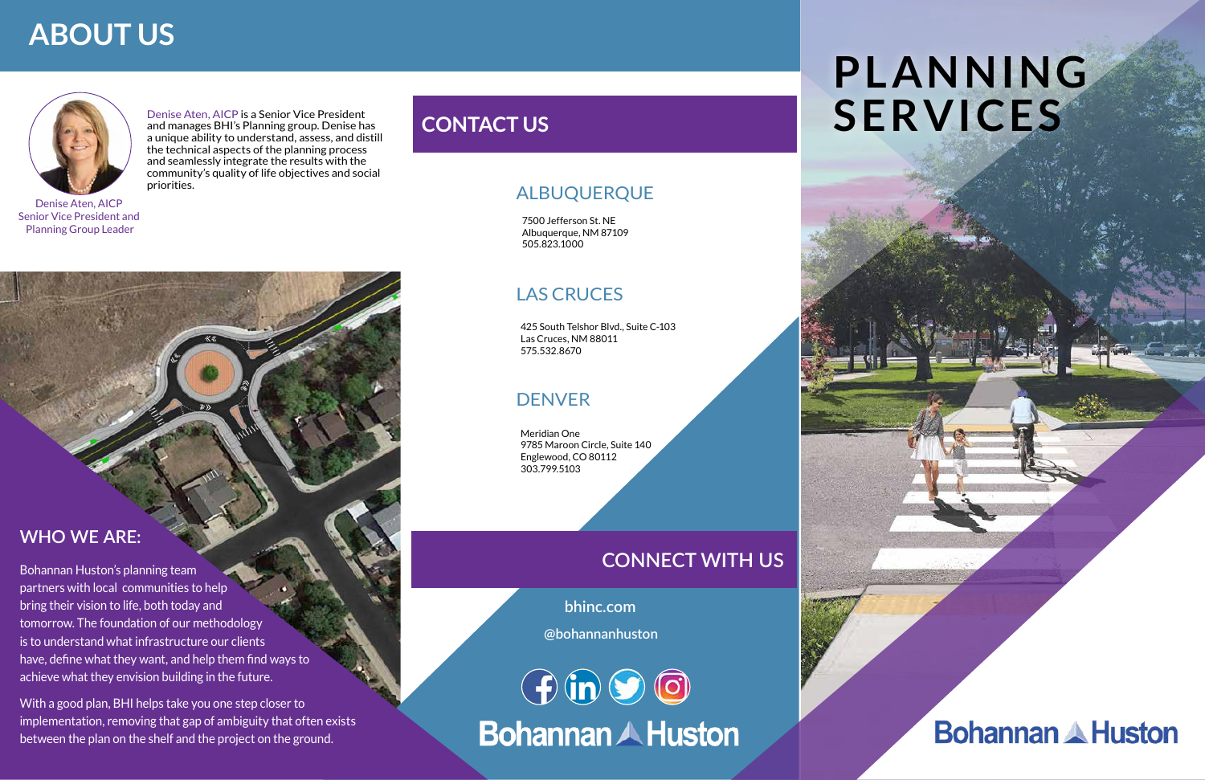# ABOUT US

Denise Aten, AICP is a Senior Vice President and manages BHI's Planning group. Denise has a unique ability to understand, assess, and distill the technical aspects of the planning process and seamlessly integrate the results with the community's quality of life objectives and social priorities.

Denise Aten, AICP
Senior Vice President and
Planning Group Leader

## WHO WE ARE:

Bohannan Huston's planning team partners with local communities to help bring their vision to life, both today and tomorrow. The foundation of our methodology is to understand what infrastructure our clients have, define what they want, and help them find ways to achieve what they envision building in the future.

With a good plan, BHI helps take you one step closer to implementation, removing that gap of ambiguity that often exists between the plan on the shelf and the project on the ground.

# CONTACT US

## ALBUQUERQUE

7500 Jefferson St. NE
Albuquerque, NM 87109
505.823.1000

## LAS CRUCES

425 South Telshor Blvd., Suite C-103
Las Cruces, NM 88011
575.532.8670

## DENVER

Meridian One
9785 Maroon Circle, Suite 140
Englewood, CO 80112
303.799.5103

# CONNECT WITH US

bhinc.com

@bohannanhuston

Bohannan Huston

# PLANNING SERVICES

Bohannan Huston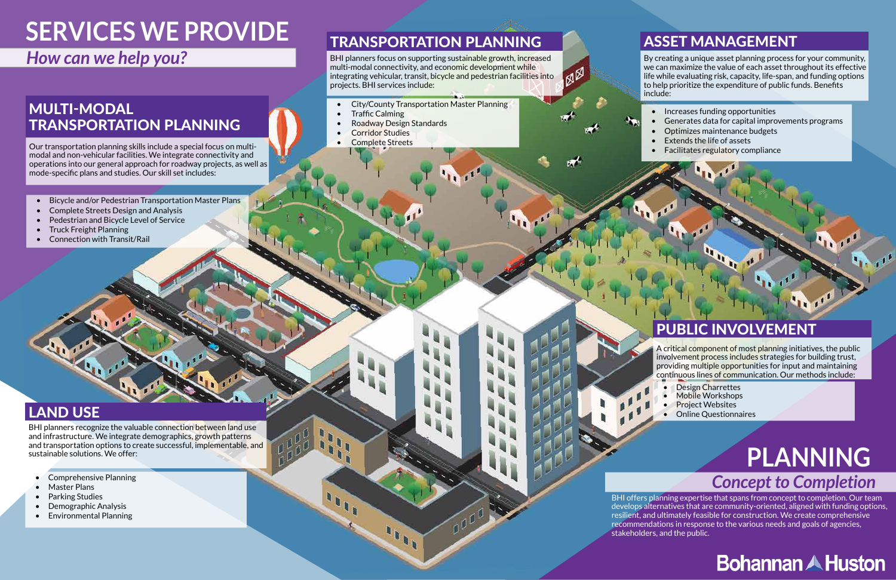# SERVICES WE PROVIDE

*How can we help you?*

## MULTI-MODAL TRANSPORTATION PLANNING

Our transportation planning skills include a special focus on multi-modal and non-vehicular facilities. We integrate connectivity and operations into our general approach for roadway projects, as well as mode-specific plans and studies. Our skill set includes:

- Bicycle and/or Pedestrian Transportation Master Plans
- Complete Streets Design and Analysis
- Pedestrian and Bicycle Level of Service
- Truck Freight Planning
- Connection with Transit/Rail

## LAND USE

BHI planners recognize the valuable connection between land use and infrastructure. We integrate demographics, growth patterns and transportation options to create successful, implementable, and sustainable solutions. We offer:

- Comprehensive Planning
- Master Plans
- Parking Studies
- Demographic Analysis
- Environmental Planning

## TRANSPORTATION PLANNING

BHI planners focus on supporting sustainable growth, increased multi-modal connectivity, and economic development while integrating vehicular, transit, bicycle and pedestrian facilities into projects. BHI services include:

- City/County Transportation Master Planning
- Traffic Calming
- Roadway Design Standards
- Corridor Studies
- Complete Streets

## ASSET MANAGEMENT

By creating a unique asset planning process for your community, we can maximize the value of each asset throughout its effective life while evaluating risk, capacity, life-span, and funding options to help prioritize the expenditure of public funds. Benefits include:

- Increases funding opportunities
- Generates data for capital improvements programs
- Optimizes maintenance budgets
- Extends the life of assets
- Facilitates regulatory compliance

## PUBLIC INVOLVEMENT

A critical component of most planning initiatives, the public involvement process includes strategies for building trust, providing multiple opportunities for input and maintaining continuous lines of communication. Our methods include:

- Design Charrettes
- Mobile Workshops
- Project Websites
- Online Questionnaires

# PLANNING

*Concept to Completion*

BHI offers planning expertise that spans from concept to completion. Our team develops alternatives that are community-oriented, aligned with funding options, resilient, and ultimately feasible for construction. We create comprehensive recommendations in response to the various needs and goals of agencies, stakeholders, and the public.

Bohannan Huston